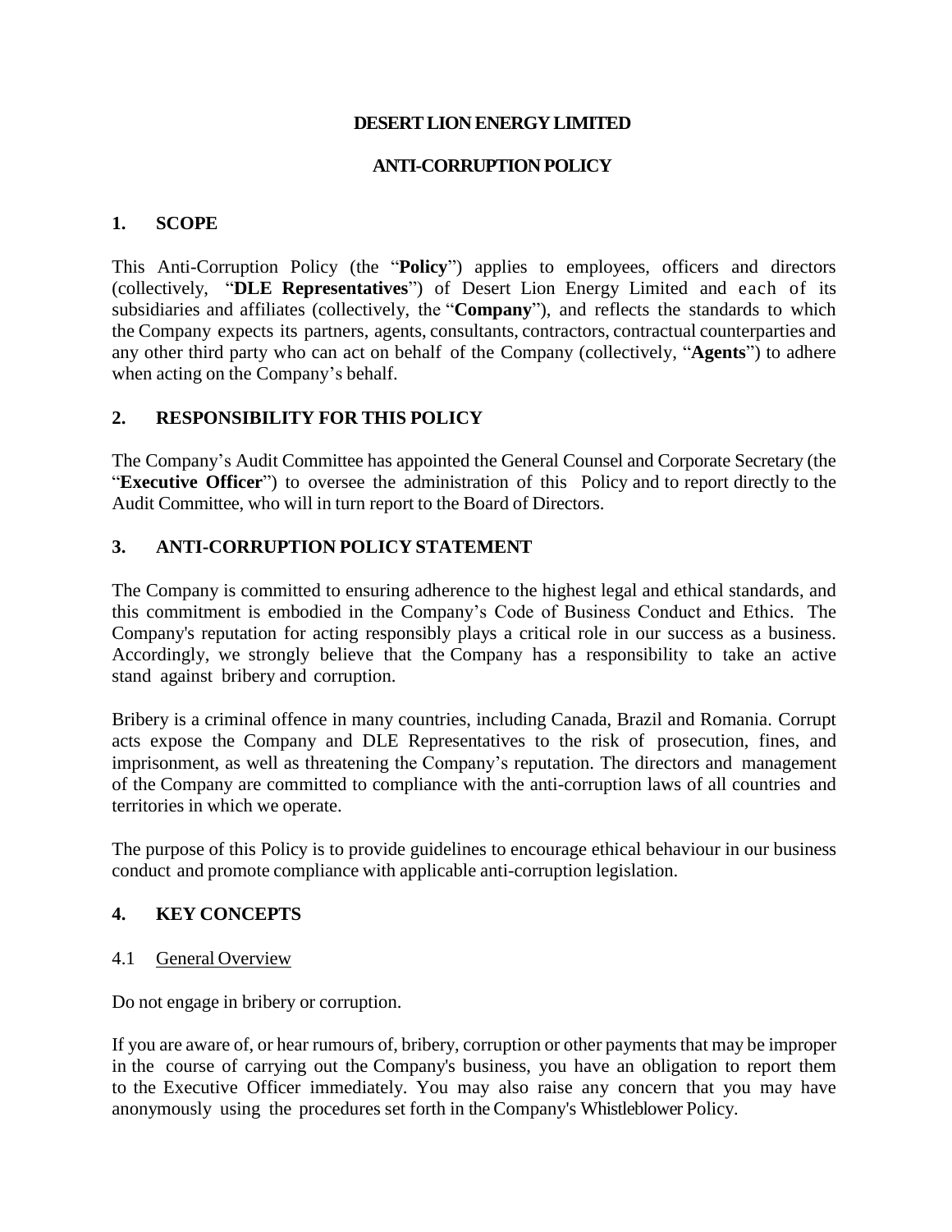# DESERT LION ENERGY LIMITED

## ANTI-CORRUPTION POLICY

### 1. SCOPE

This Anti-Corruption Policy (the "**Policy**") applies to employees, officers and directors (collectively, "**DLE Representatives**") of Desert Lion Energy Limited and each of its subsidiaries and affiliates (collectively, the "**Company**"), and reflects the standards to which the Company expects its partners, agents, consultants, contractors, contractual counterparties and any other third party who can act on behalf of the Company (collectively, "**Agents**") to adhere when acting on the Company's behalf.

### 2. RESPONSIBILITY FOR THIS POLICY

The Company's Audit Committee has appointed the General Counsel and Corporate Secretary (the "**Executive Officer**") to oversee the administration of this Policy and to report directly to the Audit Committee, who will in turn report to the Board of Directors.

### 3. ANTI-CORRUPTION POLICY STATEMENT

The Company is committed to ensuring adherence to the highest legal and ethical standards, and this commitment is embodied in the Company's Code of Business Conduct and Ethics. The Company's reputation for acting responsibly plays a critical role in our success as a business. Accordingly, we strongly believe that the Company has a responsibility to take an active stand against bribery and corruption.

Bribery is a criminal offence in many countries, including Canada, Brazil and Romania. Corrupt acts expose the Company and DLE Representatives to the risk of prosecution, fines, and imprisonment, as well as threatening the Company's reputation. The directors and management of the Company are committed to compliance with the anti-corruption laws of all countries and territories in which we operate.

The purpose of this Policy is to provide guidelines to encourage ethical behaviour in our business conduct and promote compliance with applicable anti-corruption legislation.

### 4. KEY CONCEPTS

#### 4.1 General Overview

Do not engage in bribery or corruption.

If you are aware of, or hear rumours of, bribery, corruption or other payments that may be improper in the course of carrying out the Company's business, you have an obligation to report them to the Executive Officer immediately. You may also raise any concern that you may have anonymously using the procedures set forth in the Company's Whistleblower Policy.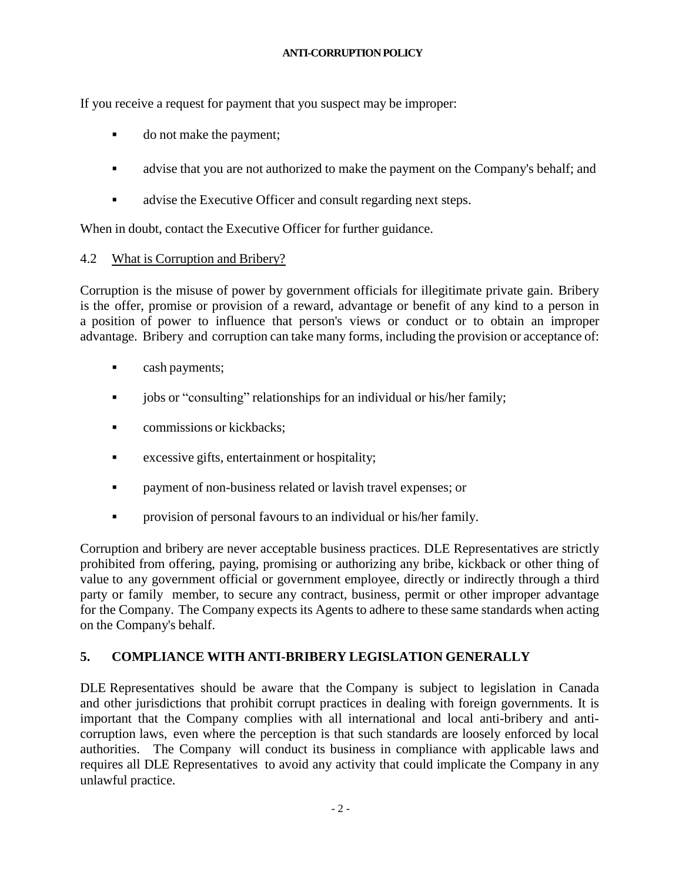If you receive a request for payment that you suspect may be improper:

- do not make the payment;
- advise that you are not authorized to make the payment on the Company's behalf; and
- advise the Executive Officer and consult regarding next steps.

When in doubt, contact the Executive Officer for further guidance.

### 4.2 What is Corruption and Bribery?

Corruption is the misuse of power by government officials for illegitimate private gain. Bribery is the offer, promise or provision of a reward, advantage or benefit of any kind to a person in a position of power to influence that person's views or conduct or to obtain an improper advantage. Bribery and corruption can take many forms, including the provision or acceptance of:

- cash payments;
- jobs or "consulting" relationships for an individual or his/her family;
- commissions or kickbacks;
- excessive gifts, entertainment or hospitality;
- payment of non-business related or lavish travel expenses; or
- provision of personal favours to an individual or his/her family.

Corruption and bribery are never acceptable business practices. DLE Representatives are strictly prohibited from offering, paying, promising or authorizing any bribe, kickback or other thing of value to any government official or government employee, directly or indirectly through a third party or family member, to secure any contract, business, permit or other improper advantage for the Company. The Company expects its Agents to adhere to these same standards when acting on the Company's behalf.

## 5. COMPLIANCE WITH ANTI-BRIBERY LEGISLATION GENERALLY

DLE Representatives should be aware that the Company is subject to legislation in Canada and other jurisdictions that prohibit corrupt practices in dealing with foreign governments. It is important that the Company complies with all international and local anti-bribery and anti-corruption laws, even where the perception is that such standards are loosely enforced by local authorities. The Company will conduct its business in compliance with applicable laws and requires all DLE Representatives to avoid any activity that could implicate the Company in any unlawful practice.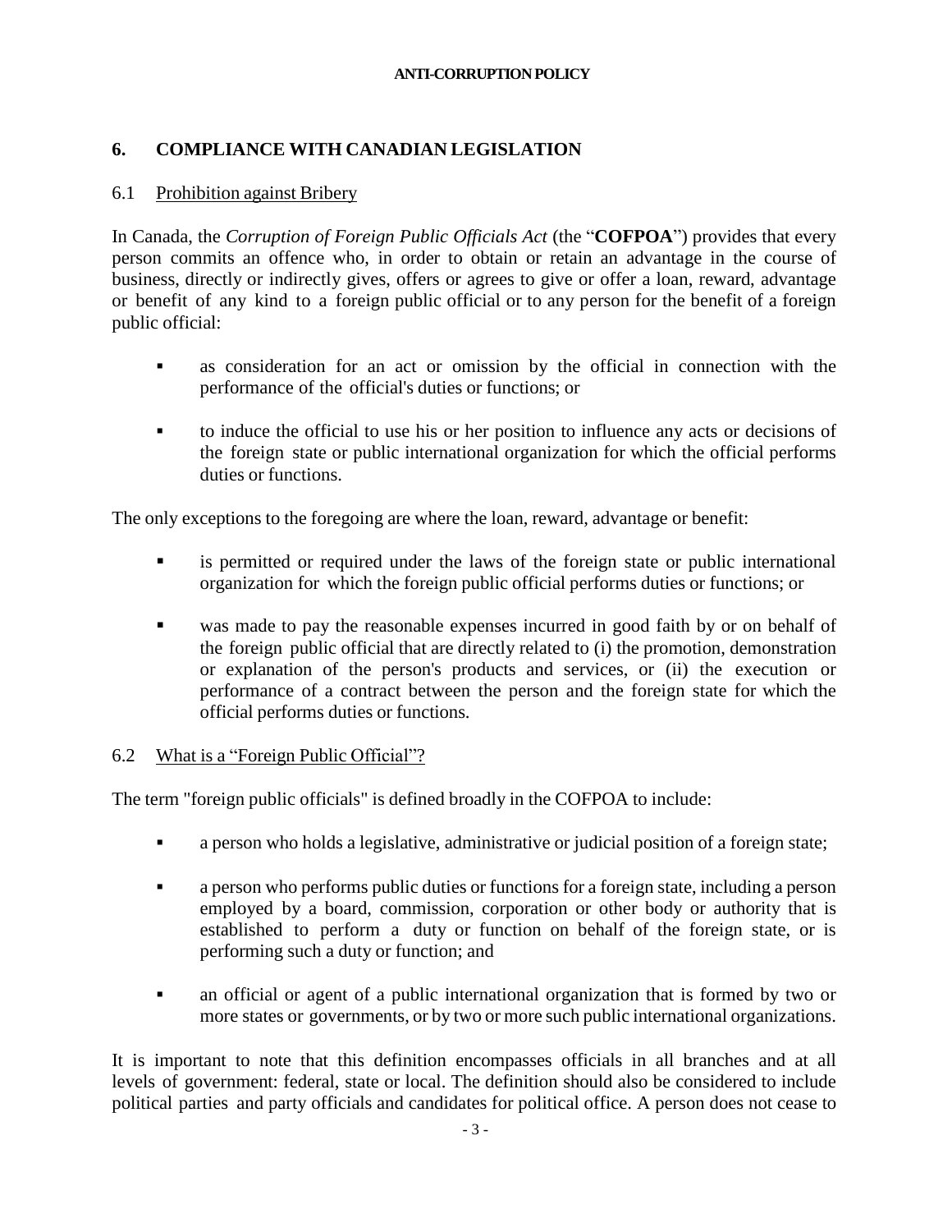## 6. COMPLIANCE WITH CANADIAN LEGISLATION

### 6.1 Prohibition against Bribery

In Canada, the *Corruption of Foreign Public Officials Act* (the "**COFPOA**") provides that every person commits an offence who, in order to obtain or retain an advantage in the course of business, directly or indirectly gives, offers or agrees to give or offer a loan, reward, advantage or benefit of any kind to a foreign public official or to any person for the benefit of a foreign public official:

- as consideration for an act or omission by the official in connection with the performance of the official's duties or functions; or
- to induce the official to use his or her position to influence any acts or decisions of the foreign state or public international organization for which the official performs duties or functions.

The only exceptions to the foregoing are where the loan, reward, advantage or benefit:

- is permitted or required under the laws of the foreign state or public international organization for which the foreign public official performs duties or functions; or
- was made to pay the reasonable expenses incurred in good faith by or on behalf of the foreign public official that are directly related to (i) the promotion, demonstration or explanation of the person's products and services, or (ii) the execution or performance of a contract between the person and the foreign state for which the official performs duties or functions.

### 6.2 What is a "Foreign Public Official"?

The term "foreign public officials" is defined broadly in the COFPOA to include:

- a person who holds a legislative, administrative or judicial position of a foreign state;
- a person who performs public duties or functions for a foreign state, including a person employed by a board, commission, corporation or other body or authority that is established to perform a duty or function on behalf of the foreign state, or is performing such a duty or function; and
- an official or agent of a public international organization that is formed by two or more states or governments, or by two or more such public international organizations.

It is important to note that this definition encompasses officials in all branches and at all levels of government: federal, state or local. The definition should also be considered to include political parties and party officials and candidates for political office. A person does not cease to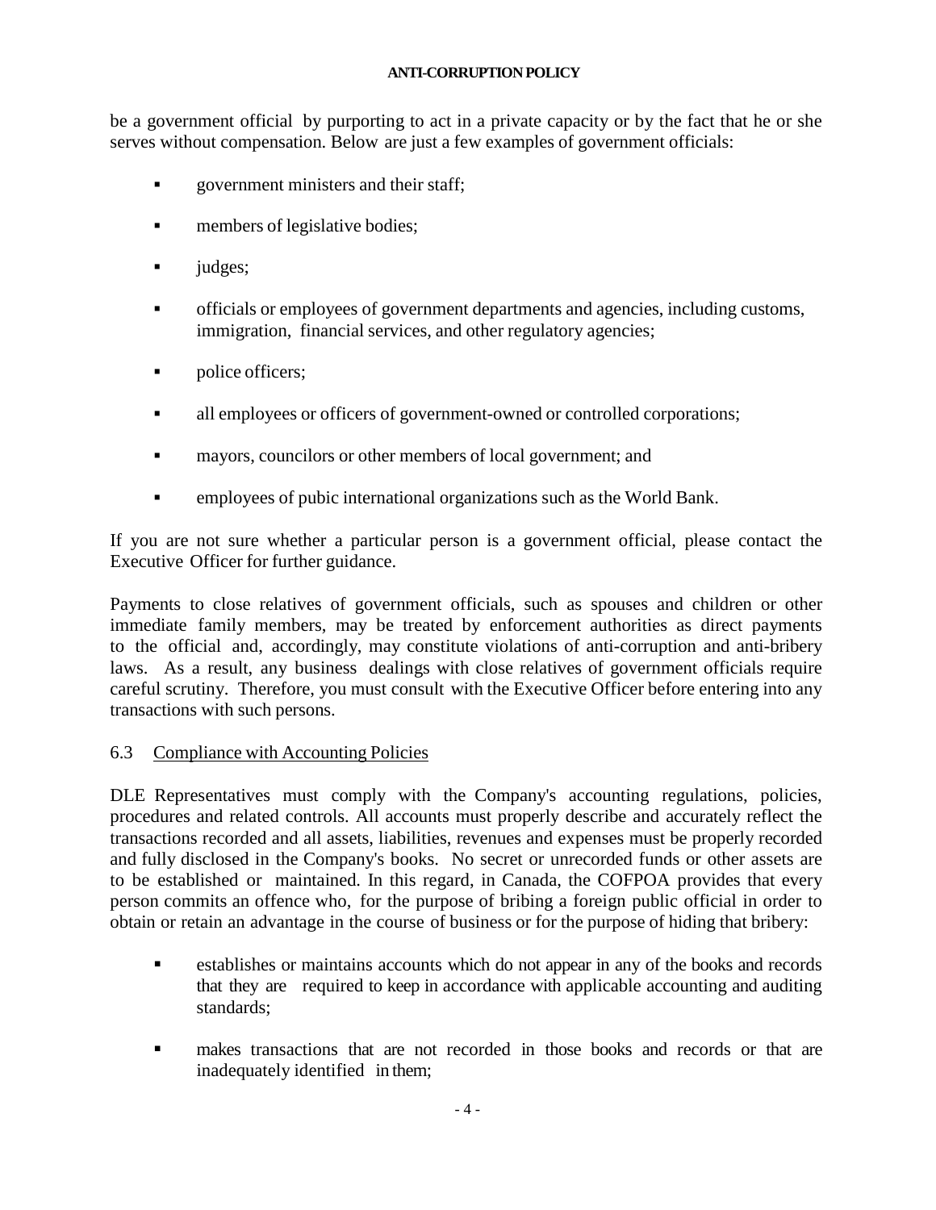be a government official by purporting to act in a private capacity or by the fact that he or she serves without compensation. Below are just a few examples of government officials:

- government ministers and their staff;
- members of legislative bodies;
- judges;
- officials or employees of government departments and agencies, including customs, immigration, financial services, and other regulatory agencies;
- police officers;
- all employees or officers of government-owned or controlled corporations;
- mayors, councilors or other members of local government; and
- employees of pubic international organizations such as the World Bank.

If you are not sure whether a particular person is a government official, please contact the Executive Officer for further guidance.

Payments to close relatives of government officials, such as spouses and children or other immediate family members, may be treated by enforcement authorities as direct payments to the official and, accordingly, may constitute violations of anti-corruption and anti-bribery laws. As a result, any business dealings with close relatives of government officials require careful scrutiny. Therefore, you must consult with the Executive Officer before entering into any transactions with such persons.

### 6.3 Compliance with Accounting Policies

DLE Representatives must comply with the Company's accounting regulations, policies, procedures and related controls. All accounts must properly describe and accurately reflect the transactions recorded and all assets, liabilities, revenues and expenses must be properly recorded and fully disclosed in the Company's books. No secret or unrecorded funds or other assets are to be established or maintained. In this regard, in Canada, the COFPOA provides that every person commits an offence who, for the purpose of bribing a foreign public official in order to obtain or retain an advantage in the course of business or for the purpose of hiding that bribery:

- establishes or maintains accounts which do not appear in any of the books and records that they are required to keep in accordance with applicable accounting and auditing standards;
- makes transactions that are not recorded in those books and records or that are inadequately identified in them;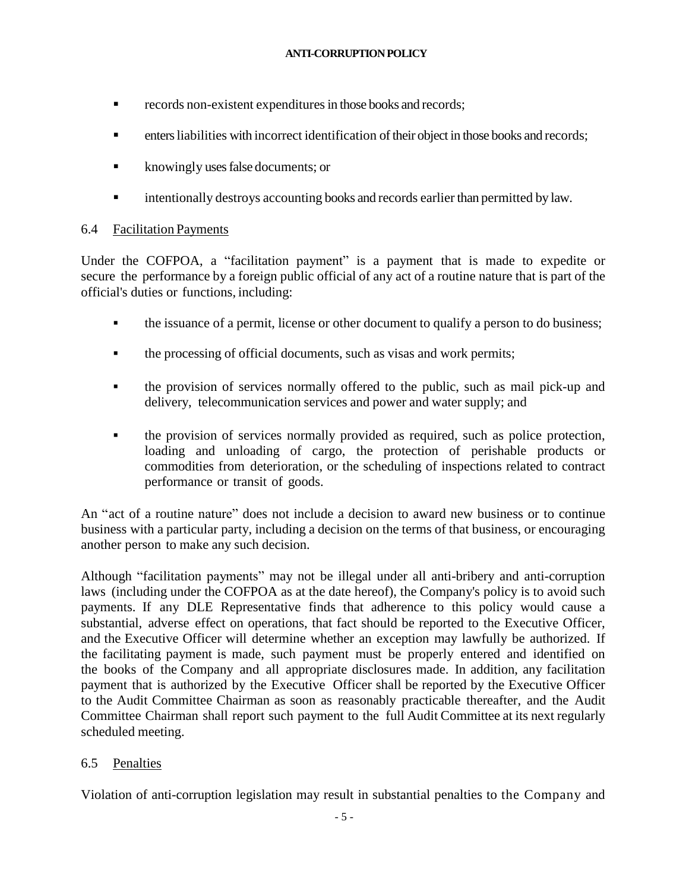- records non-existent expenditures in those books and records;
- enters liabilities with incorrect identification of their object in those books and records;
- knowingly uses false documents; or
- intentionally destroys accounting books and records earlier than permitted by law.

### 6.4 Facilitation Payments

Under the COFPOA, a "facilitation payment" is a payment that is made to expedite or secure the performance by a foreign public official of any act of a routine nature that is part of the official's duties or functions, including:

- the issuance of a permit, license or other document to qualify a person to do business;
- the processing of official documents, such as visas and work permits;
- the provision of services normally offered to the public, such as mail pick-up and delivery, telecommunication services and power and water supply; and
- the provision of services normally provided as required, such as police protection, loading and unloading of cargo, the protection of perishable products or commodities from deterioration, or the scheduling of inspections related to contract performance or transit of goods.

An "act of a routine nature" does not include a decision to award new business or to continue business with a particular party, including a decision on the terms of that business, or encouraging another person to make any such decision.

Although "facilitation payments" may not be illegal under all anti-bribery and anti-corruption laws (including under the COFPOA as at the date hereof), the Company's policy is to avoid such payments. If any DLE Representative finds that adherence to this policy would cause a substantial, adverse effect on operations, that fact should be reported to the Executive Officer, and the Executive Officer will determine whether an exception may lawfully be authorized. If the facilitating payment is made, such payment must be properly entered and identified on the books of the Company and all appropriate disclosures made. In addition, any facilitation payment that is authorized by the Executive Officer shall be reported by the Executive Officer to the Audit Committee Chairman as soon as reasonably practicable thereafter, and the Audit Committee Chairman shall report such payment to the full Audit Committee at its next regularly scheduled meeting.

### 6.5 Penalties

Violation of anti-corruption legislation may result in substantial penalties to the Company and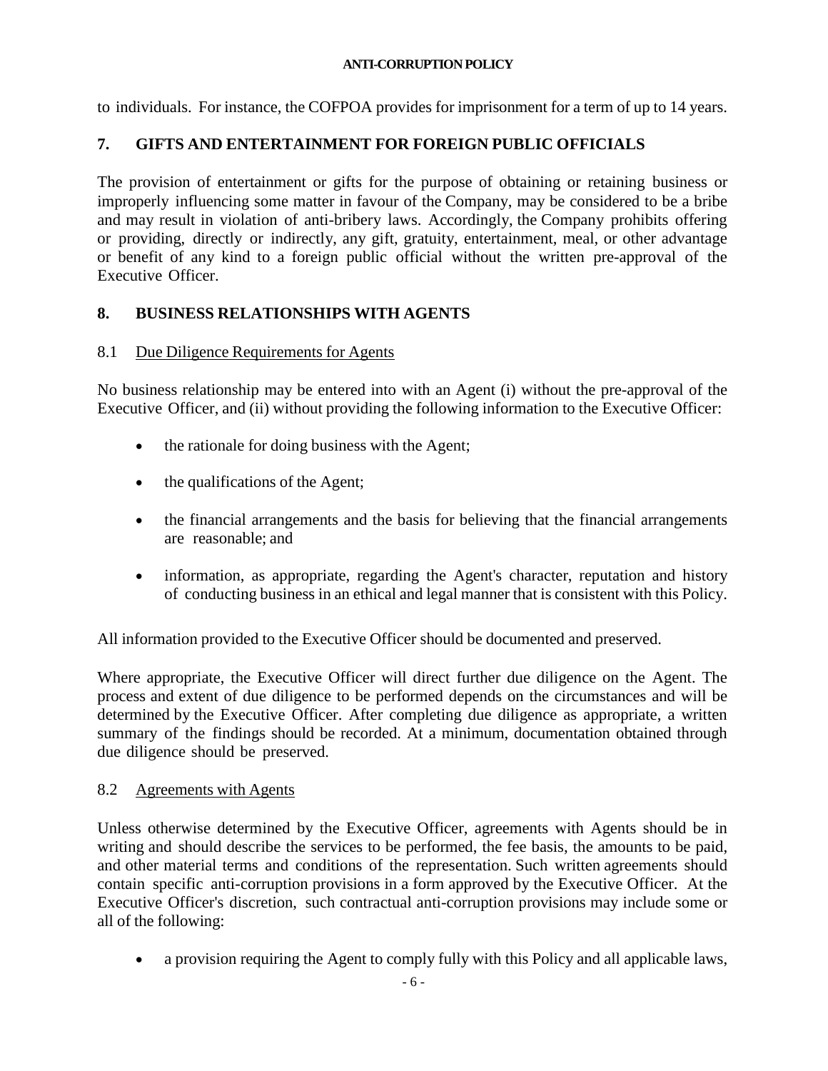to individuals. For instance, the COFPOA provides for imprisonment for a term of up to 14 years.

## 7. GIFTS AND ENTERTAINMENT FOR FOREIGN PUBLIC OFFICIALS

The provision of entertainment or gifts for the purpose of obtaining or retaining business or improperly influencing some matter in favour of the Company, may be considered to be a bribe and may result in violation of anti-bribery laws. Accordingly, the Company prohibits offering or providing, directly or indirectly, any gift, gratuity, entertainment, meal, or other advantage or benefit of any kind to a foreign public official without the written pre-approval of the Executive Officer.

## 8. BUSINESS RELATIONSHIPS WITH AGENTS

### 8.1 Due Diligence Requirements for Agents

No business relationship may be entered into with an Agent (i) without the pre-approval of the Executive Officer, and (ii) without providing the following information to the Executive Officer:

- the rationale for doing business with the Agent;
- the qualifications of the Agent;
- the financial arrangements and the basis for believing that the financial arrangements are reasonable; and
- information, as appropriate, regarding the Agent's character, reputation and history of conducting business in an ethical and legal manner that is consistent with this Policy.

All information provided to the Executive Officer should be documented and preserved.

Where appropriate, the Executive Officer will direct further due diligence on the Agent. The process and extent of due diligence to be performed depends on the circumstances and will be determined by the Executive Officer. After completing due diligence as appropriate, a written summary of the findings should be recorded. At a minimum, documentation obtained through due diligence should be preserved.

### 8.2 Agreements with Agents

Unless otherwise determined by the Executive Officer, agreements with Agents should be in writing and should describe the services to be performed, the fee basis, the amounts to be paid, and other material terms and conditions of the representation. Such written agreements should contain specific anti-corruption provisions in a form approved by the Executive Officer. At the Executive Officer's discretion, such contractual anti-corruption provisions may include some or all of the following:

- a provision requiring the Agent to comply fully with this Policy and all applicable laws,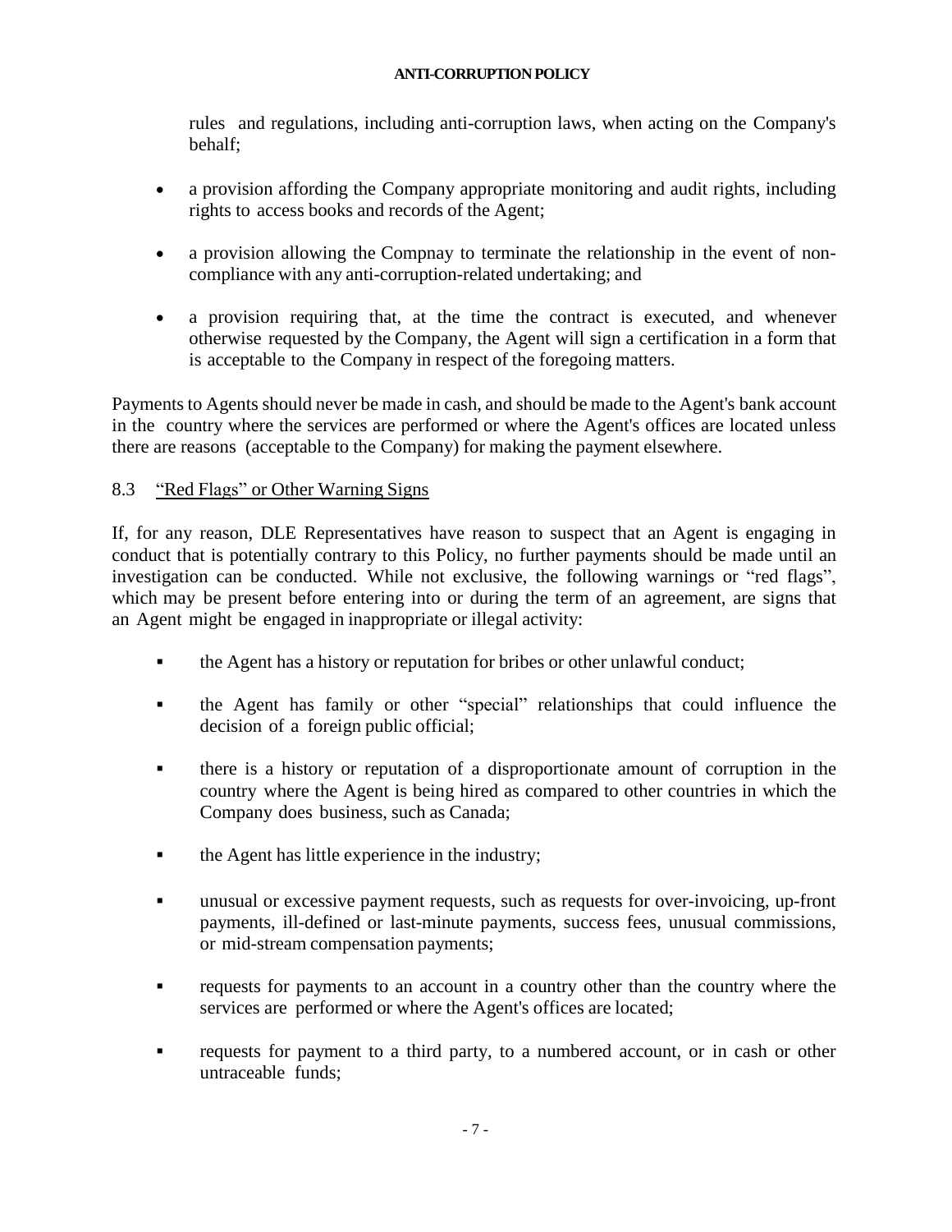rules and regulations, including anti-corruption laws, when acting on the Company's behalf;

- a provision affording the Company appropriate monitoring and audit rights, including rights to access books and records of the Agent;
- a provision allowing the Compnay to terminate the relationship in the event of non-compliance with any anti-corruption-related undertaking; and
- a provision requiring that, at the time the contract is executed, and whenever otherwise requested by the Company, the Agent will sign a certification in a form that is acceptable to the Company in respect of the foregoing matters.

Payments to Agents should never be made in cash, and should be made to the Agent's bank account in the country where the services are performed or where the Agent's offices are located unless there are reasons (acceptable to the Company) for making the payment elsewhere.

### 8.3 "Red Flags" or Other Warning Signs

If, for any reason, DLE Representatives have reason to suspect that an Agent is engaging in conduct that is potentially contrary to this Policy, no further payments should be made until an investigation can be conducted. While not exclusive, the following warnings or "red flags", which may be present before entering into or during the term of an agreement, are signs that an Agent might be engaged in inappropriate or illegal activity:

- the Agent has a history or reputation for bribes or other unlawful conduct;
- the Agent has family or other "special" relationships that could influence the decision of a foreign public official;
- there is a history or reputation of a disproportionate amount of corruption in the country where the Agent is being hired as compared to other countries in which the Company does business, such as Canada;
- the Agent has little experience in the industry;
- unusual or excessive payment requests, such as requests for over-invoicing, up-front payments, ill-defined or last-minute payments, success fees, unusual commissions, or mid-stream compensation payments;
- requests for payments to an account in a country other than the country where the services are performed or where the Agent's offices are located;
- requests for payment to a third party, to a numbered account, or in cash or other untraceable funds;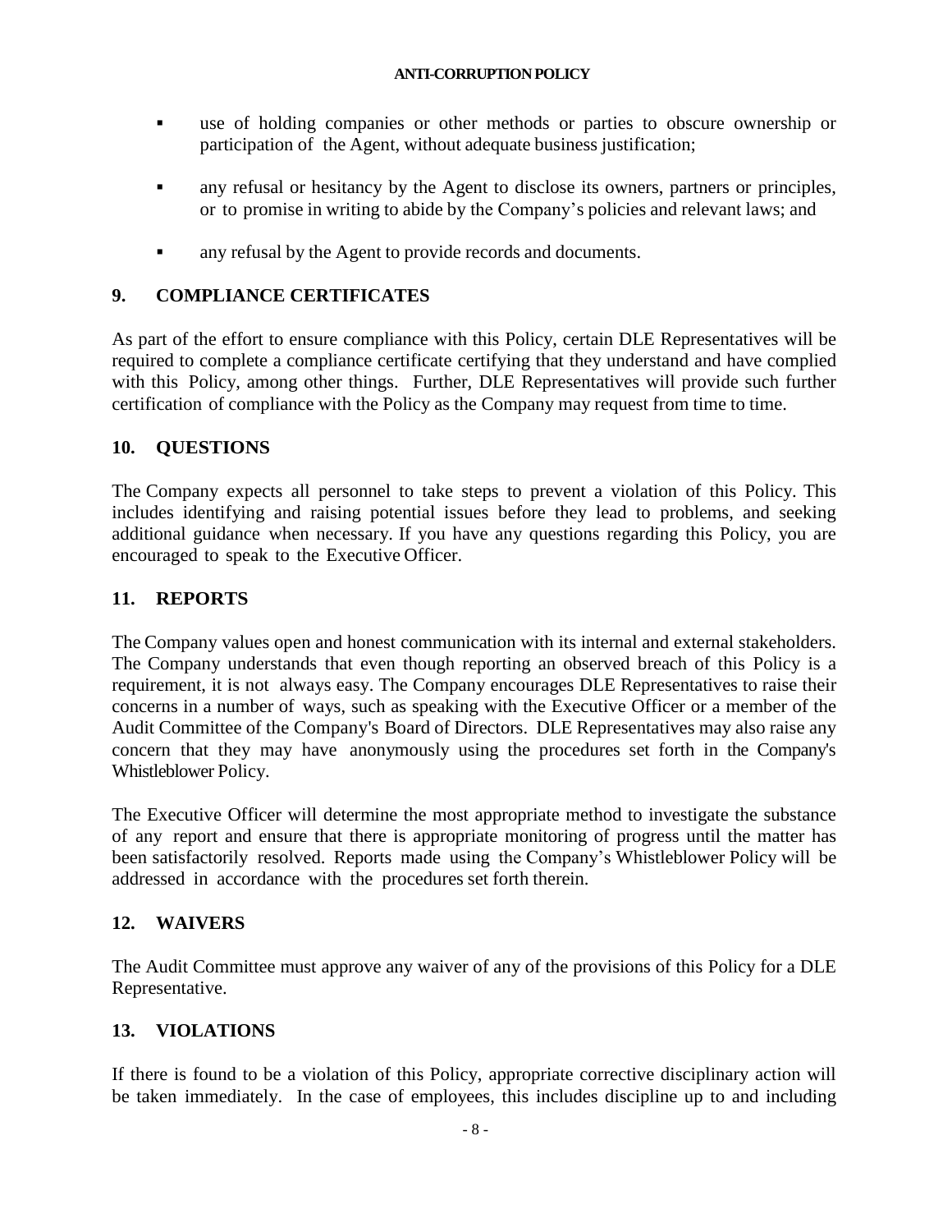- use of holding companies or other methods or parties to obscure ownership or participation of the Agent, without adequate business justification;
- any refusal or hesitancy by the Agent to disclose its owners, partners or principles, or to promise in writing to abide by the Company's policies and relevant laws; and
- any refusal by the Agent to provide records and documents.

## 9. COMPLIANCE CERTIFICATES

As part of the effort to ensure compliance with this Policy, certain DLE Representatives will be required to complete a compliance certificate certifying that they understand and have complied with this Policy, among other things. Further, DLE Representatives will provide such further certification of compliance with the Policy as the Company may request from time to time.

## 10. QUESTIONS

The Company expects all personnel to take steps to prevent a violation of this Policy. This includes identifying and raising potential issues before they lead to problems, and seeking additional guidance when necessary. If you have any questions regarding this Policy, you are encouraged to speak to the Executive Officer.

## 11. REPORTS

The Company values open and honest communication with its internal and external stakeholders. The Company understands that even though reporting an observed breach of this Policy is a requirement, it is not always easy. The Company encourages DLE Representatives to raise their concerns in a number of ways, such as speaking with the Executive Officer or a member of the Audit Committee of the Company's Board of Directors. DLE Representatives may also raise any concern that they may have anonymously using the procedures set forth in the Company's Whistleblower Policy.

The Executive Officer will determine the most appropriate method to investigate the substance of any report and ensure that there is appropriate monitoring of progress until the matter has been satisfactorily resolved. Reports made using the Company's Whistleblower Policy will be addressed in accordance with the procedures set forth therein.

## 12. WAIVERS

The Audit Committee must approve any waiver of any of the provisions of this Policy for a DLE Representative.

## 13. VIOLATIONS

If there is found to be a violation of this Policy, appropriate corrective disciplinary action will be taken immediately. In the case of employees, this includes discipline up to and including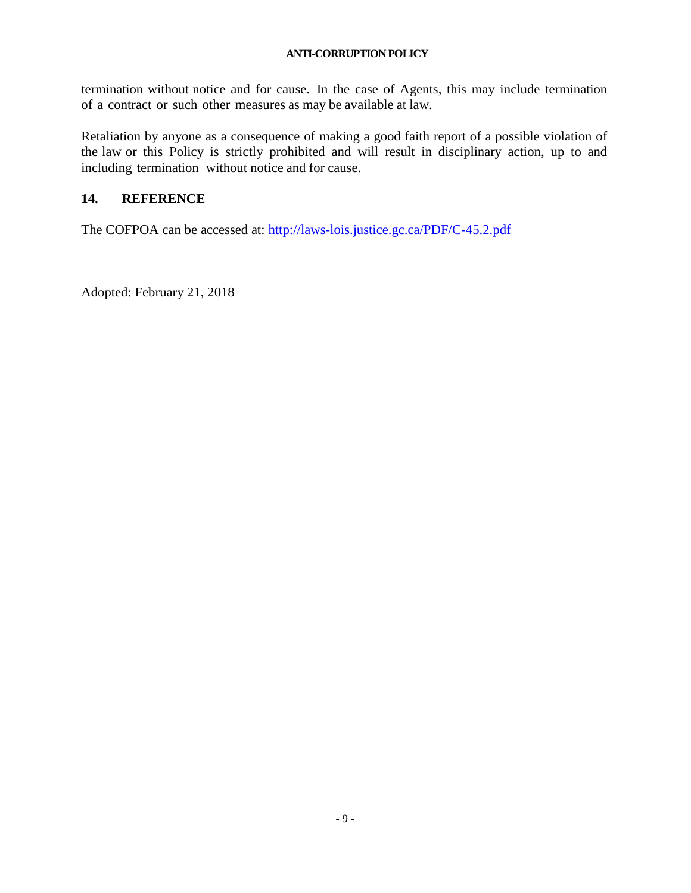termination without notice and for cause. In the case of Agents, this may include termination of a contract or such other measures as may be available at law.

Retaliation by anyone as a consequence of making a good faith report of a possible violation of the law or this Policy is strictly prohibited and will result in disciplinary action, up to and including termination without notice and for cause.

## 14. REFERENCE

The COFPOA can be accessed at: [http://laws-lois.justice.gc.ca/PDF/C-45.2.pdf](http://laws-lois.justice.gc.ca/PDF/C-45.2.pdf)

Adopted: February 21, 2018